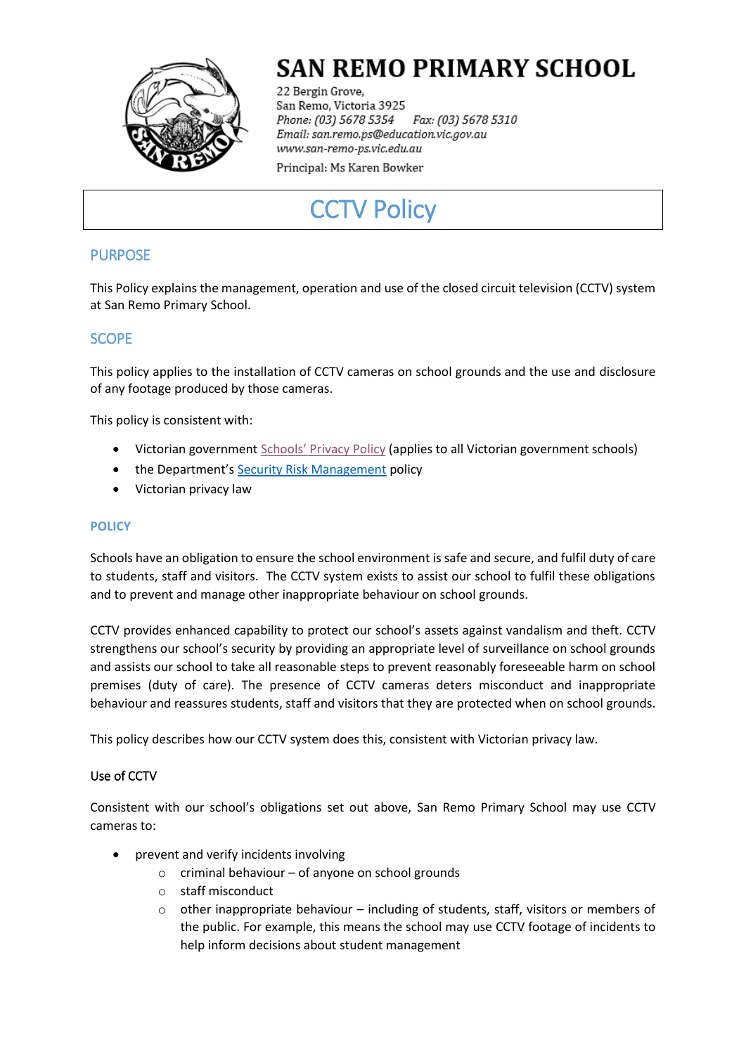# SAN REMO PRIMARY SCHOOL

22 Bergin Grove,
San Remo, Victoria 3925
*Phone: (03) 5678 5354 Fax: (03) 5678 5310*
*Email: san.remo.ps@education.vic.gov.au*
*www.san-remo-ps.vic.edu.au*
Principal: Ms Karen Bowker

# CCTV Policy

## PURPOSE

This Policy explains the management, operation and use of the closed circuit television (CCTV) system at San Remo Primary School.

## SCOPE

This policy applies to the installation of CCTV cameras on school grounds and the use and disclosure of any footage produced by those cameras.

This policy is consistent with:

- Victorian government Schools' Privacy Policy (applies to all Victorian government schools)
- the Department's Security Risk Management policy
- Victorian privacy law

## POLICY

Schools have an obligation to ensure the school environment is safe and secure, and fulfil duty of care to students, staff and visitors. The CCTV system exists to assist our school to fulfil these obligations and to prevent and manage other inappropriate behaviour on school grounds.

CCTV provides enhanced capability to protect our school's assets against vandalism and theft. CCTV strengthens our school's security by providing an appropriate level of surveillance on school grounds and assists our school to take all reasonable steps to prevent reasonably foreseeable harm on school premises (duty of care). The presence of CCTV cameras deters misconduct and inappropriate behaviour and reassures students, staff and visitors that they are protected when on school grounds.

This policy describes how our CCTV system does this, consistent with Victorian privacy law.

### Use of CCTV

Consistent with our school's obligations set out above, San Remo Primary School may use CCTV cameras to:

- prevent and verify incidents involving
  - criminal behaviour – of anyone on school grounds
  - staff misconduct
  - other inappropriate behaviour – including of students, staff, visitors or members of the public. For example, this means the school may use CCTV footage of incidents to help inform decisions about student management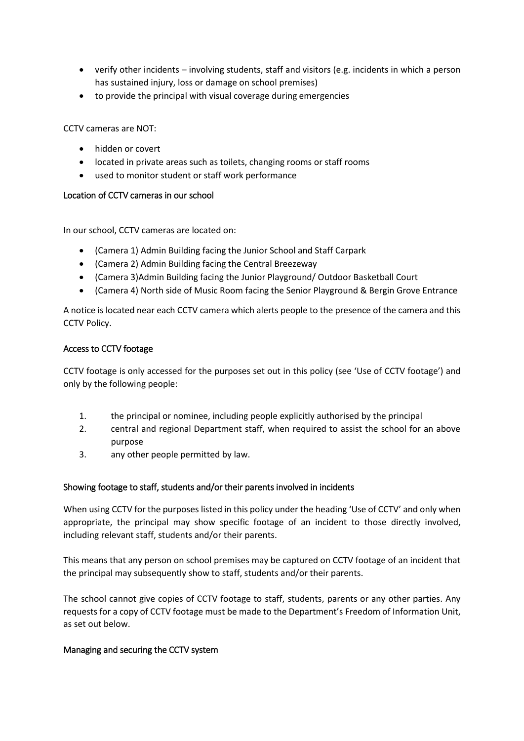- verify other incidents – involving students, staff and visitors (e.g. incidents in which a person has sustained injury, loss or damage on school premises)
- to provide the principal with visual coverage during emergencies

CCTV cameras are NOT:

- hidden or covert
- located in private areas such as toilets, changing rooms or staff rooms
- used to monitor student or staff work performance

## Location of CCTV cameras in our school

In our school, CCTV cameras are located on:

- (Camera 1) Admin Building facing the Junior School and Staff Carpark
- (Camera 2) Admin Building facing the Central Breezeway
- (Camera 3)Admin Building facing the Junior Playground/ Outdoor Basketball Court
- (Camera 4) North side of Music Room facing the Senior Playground & Bergin Grove Entrance

A notice is located near each CCTV camera which alerts people to the presence of the camera and this CCTV Policy.

## Access to CCTV footage

CCTV footage is only accessed for the purposes set out in this policy (see 'Use of CCTV footage') and only by the following people:

1. the principal or nominee, including people explicitly authorised by the principal
2. central and regional Department staff, when required to assist the school for an above purpose
3. any other people permitted by law.

## Showing footage to staff, students and/or their parents involved in incidents

When using CCTV for the purposes listed in this policy under the heading 'Use of CCTV' and only when appropriate, the principal may show specific footage of an incident to those directly involved, including relevant staff, students and/or their parents.

This means that any person on school premises may be captured on CCTV footage of an incident that the principal may subsequently show to staff, students and/or their parents.

The school cannot give copies of CCTV footage to staff, students, parents or any other parties. Any requests for a copy of CCTV footage must be made to the Department's Freedom of Information Unit, as set out below.

## Managing and securing the CCTV system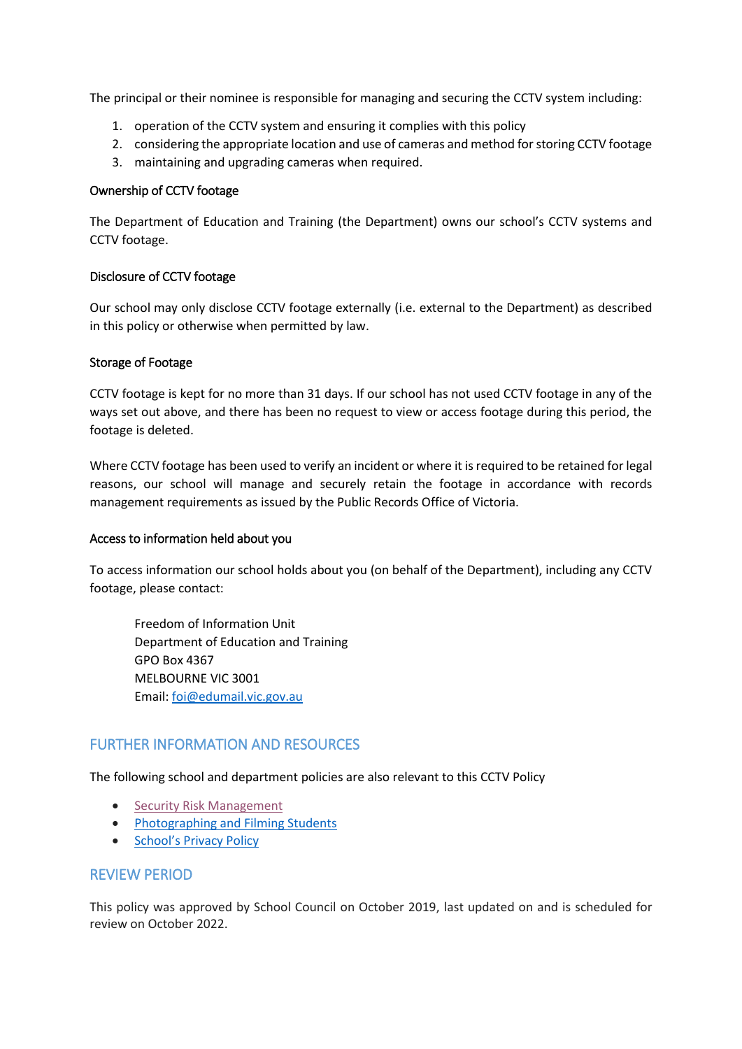The principal or their nominee is responsible for managing and securing the CCTV system including:

1. operation of the CCTV system and ensuring it complies with this policy
2. considering the appropriate location and use of cameras and method for storing CCTV footage
3. maintaining and upgrading cameras when required.

### Ownership of CCTV footage

The Department of Education and Training (the Department) owns our school's CCTV systems and CCTV footage.

### Disclosure of CCTV footage

Our school may only disclose CCTV footage externally (i.e. external to the Department) as described in this policy or otherwise when permitted by law.

### Storage of Footage

CCTV footage is kept for no more than 31 days. If our school has not used CCTV footage in any of the ways set out above, and there has been no request to view or access footage during this period, the footage is deleted.

Where CCTV footage has been used to verify an incident or where it is required to be retained for legal reasons, our school will manage and securely retain the footage in accordance with records management requirements as issued by the Public Records Office of Victoria.

### Access to information held about you

To access information our school holds about you (on behalf of the Department), including any CCTV footage, please contact:

Freedom of Information Unit
Department of Education and Training
GPO Box 4367
MELBOURNE VIC 3001
Email: foi@edumail.vic.gov.au

## FURTHER INFORMATION AND RESOURCES

The following school and department policies are also relevant to this CCTV Policy

- Security Risk Management
- Photographing and Filming Students
- School's Privacy Policy

## REVIEW PERIOD

This policy was approved by School Council on October 2019, last updated on and is scheduled for review on October 2022.